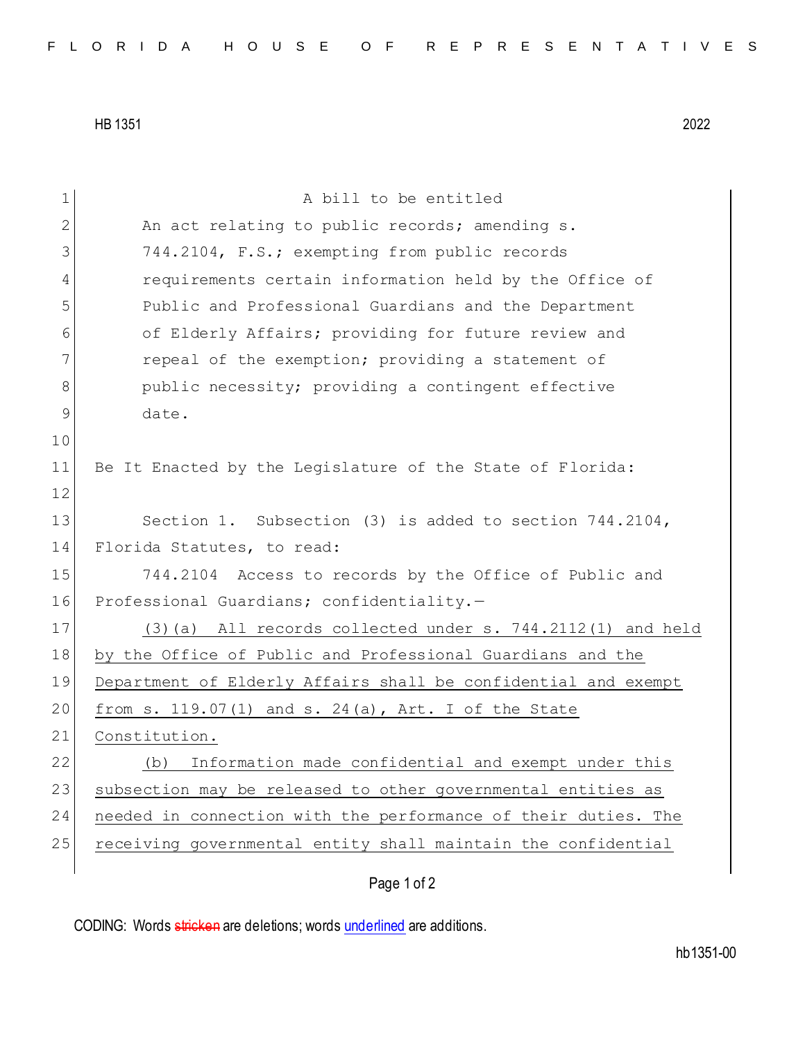HB 1351 2022

A bill to be entitled

An act relating to public records; amending s. 744.2104, F.S.; exempting from public records requirements certain information held by the Office of Public and Professional Guardians and the Department of Elderly Affairs; providing for future review and repeal of the exemption; providing a statement of public necessity; providing a contingent effective date.

Be It Enacted by the Legislature of the State of Florida:

Section 1. Subsection (3) is added to section 744.2104, Florida Statutes, to read:

744.2104 Access to records by the Office of Public and Professional Guardians; confidentiality.—

(3)(a) All records collected under s. 744.2112(1) and held by the Office of Public and Professional Guardians and the Department of Elderly Affairs shall be confidential and exempt from s. 119.07(1) and s. 24(a), Art. I of the State Constitution.

(b) Information made confidential and exempt under this subsection may be released to other governmental entities as needed in connection with the performance of their duties. The receiving governmental entity shall maintain the confidential

CODING: Words stricken are deletions; words underlined are additions.

hb1351-00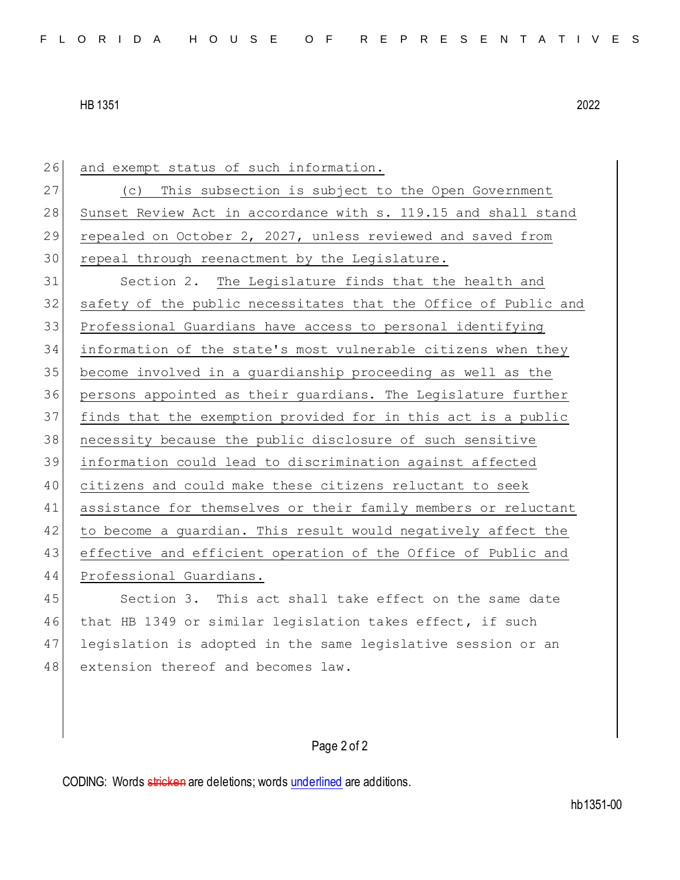and exempt status of such information.

(c) This subsection is subject to the Open Government Sunset Review Act in accordance with s. 119.15 and shall stand repealed on October 2, 2027, unless reviewed and saved from repeal through reenactment by the Legislature.

Section 2. The Legislature finds that the health and safety of the public necessitates that the Office of Public and Professional Guardians have access to personal identifying information of the state's most vulnerable citizens when they become involved in a guardianship proceeding as well as the persons appointed as their guardians. The Legislature further finds that the exemption provided for in this act is a public necessity because the public disclosure of such sensitive information could lead to discrimination against affected citizens and could make these citizens reluctant to seek assistance for themselves or their family members or reluctant to become a guardian. This result would negatively affect the effective and efficient operation of the Office of Public and Professional Guardians.

Section 3. This act shall take effect on the same date that HB 1349 or similar legislation takes effect, if such legislation is adopted in the same legislative session or an extension thereof and becomes law.